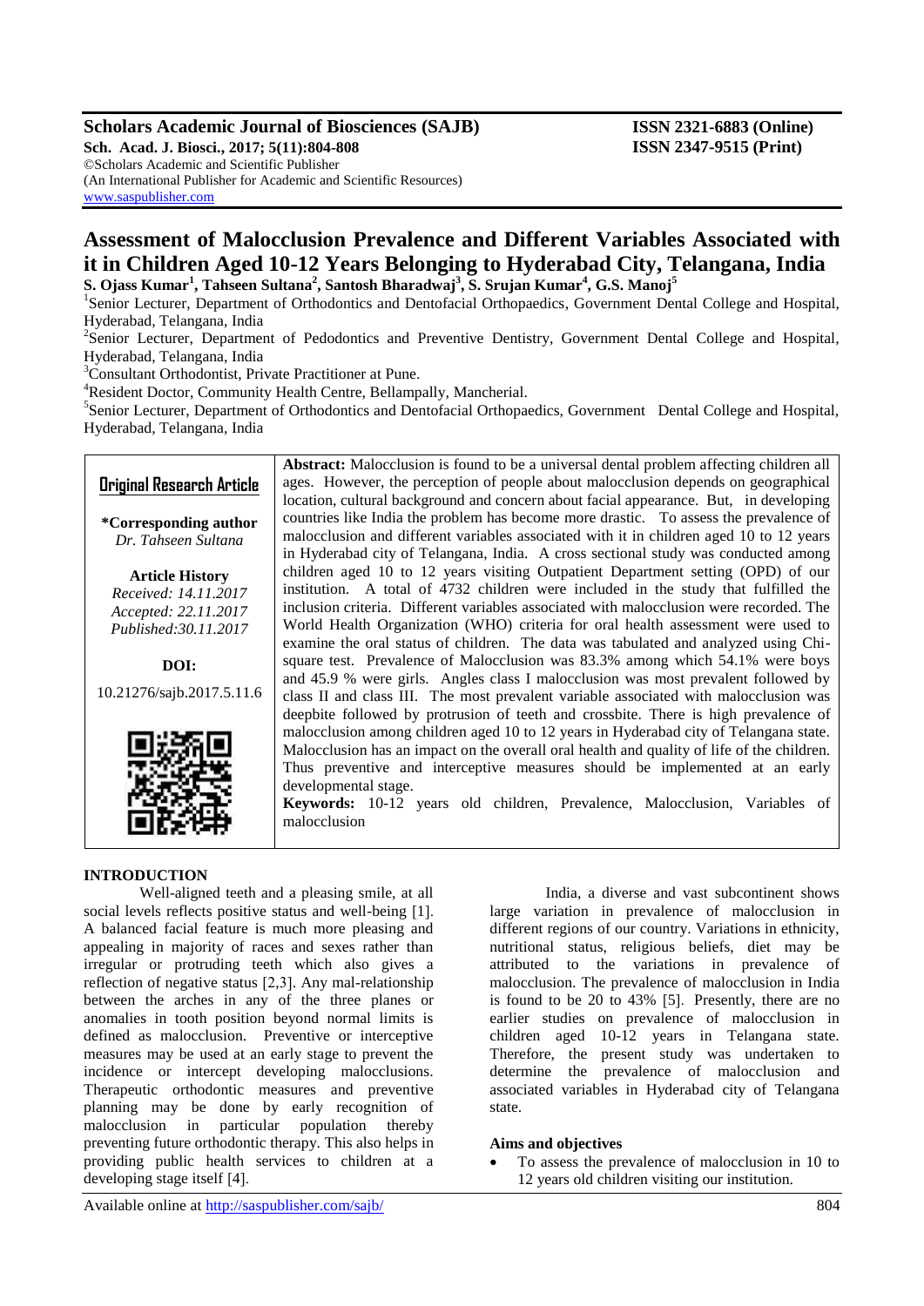**Scholars Academic Journal of Biosciences (SAJB)**
**Sch. Acad. J. Biosci., 2017; 5(11):804-808**
©Scholars Academic and Scientific Publisher
(An International Publisher for Academic and Scientific Resources)
www.saspublisher.com

**ISSN 2321-6883 (Online)**
**ISSN 2347-9515 (Print)**

# Assessment of Malocclusion Prevalence and Different Variables Associated with it in Children Aged 10-12 Years Belonging to Hyderabad City, Telangana, India

**S. Ojass Kumar[1], Tahseen Sultana[2], Santosh Bharadwaj[3], S. Srujan Kumar[4], G.S. Manoj[5]**

[1]Senior Lecturer, Department of Orthodontics and Dentofacial Orthopaedics, Government Dental College and Hospital, Hyderabad, Telangana, India

[2]Senior Lecturer, Department of Pedodontics and Preventive Dentistry, Government Dental College and Hospital, Hyderabad, Telangana, India

[3]Consultant Orthodontist, Private Practitioner at Pune.

[4]Resident Doctor, Community Health Centre, Bellampally, Mancherial.

[5]Senior Lecturer, Department of Orthodontics and Dentofacial Orthopaedics, Government Dental College and Hospital, Hyderabad, Telangana, India

**Original Research Article**

**\*Corresponding author**
*Dr. Tahseen Sultana*

**Article History**
*Received: 14.11.2017*
*Accepted: 22.11.2017*
*Published:30.11.2017*

**DOI:**
10.21276/sajb.2017.5.11.6

**Abstract:** Malocclusion is found to be a universal dental problem affecting children all ages. However, the perception of people about malocclusion depends on geographical location, cultural background and concern about facial appearance. But, in developing countries like India the problem has become more drastic. To assess the prevalence of malocclusion and different variables associated with it in children aged 10 to 12 years in Hyderabad city of Telangana, India. A cross sectional study was conducted among children aged 10 to 12 years visiting Outpatient Department setting (OPD) of our institution. A total of 4732 children were included in the study that fulfilled the inclusion criteria. Different variables associated with malocclusion were recorded. The World Health Organization (WHO) criteria for oral health assessment were used to examine the oral status of children. The data was tabulated and analyzed using Chi-square test. Prevalence of Malocclusion was 83.3% among which 54.1% were boys and 45.9 % were girls. Angles class I malocclusion was most prevalent followed by class II and class III. The most prevalent variable associated with malocclusion was deepbite followed by protrusion of teeth and crossbite. There is high prevalence of malocclusion among children aged 10 to 12 years in Hyderabad city of Telangana state. Malocclusion has an impact on the overall oral health and quality of life of the children. Thus preventive and interceptive measures should be implemented at an early developmental stage.

**Keywords:** 10-12 years old children, Prevalence, Malocclusion, Variables of malocclusion

## INTRODUCTION

Well-aligned teeth and a pleasing smile, at all social levels reflects positive status and well-being [1]. A balanced facial feature is much more pleasing and appealing in majority of races and sexes rather than irregular or protruding teeth which also gives a reflection of negative status [2,3]. Any mal-relationship between the arches in any of the three planes or anomalies in tooth position beyond normal limits is defined as malocclusion. Preventive or interceptive measures may be used at an early stage to prevent the incidence or intercept developing malocclusions. Therapeutic orthodontic measures and preventive planning may be done by early recognition of malocclusion in particular population thereby preventing future orthodontic therapy. This also helps in providing public health services to children at a developing stage itself [4].

India, a diverse and vast subcontinent shows large variation in prevalence of malocclusion in different regions of our country. Variations in ethnicity, nutritional status, religious beliefs, diet may be attributed to the variations in prevalence of malocclusion. The prevalence of malocclusion in India is found to be 20 to 43% [5]. Presently, there are no earlier studies on prevalence of malocclusion in children aged 10-12 years in Telangana state. Therefore, the present study was undertaken to determine the prevalence of malocclusion and associated variables in Hyderabad city of Telangana state.

### Aims and objectives

- To assess the prevalence of malocclusion in 10 to 12 years old children visiting our institution.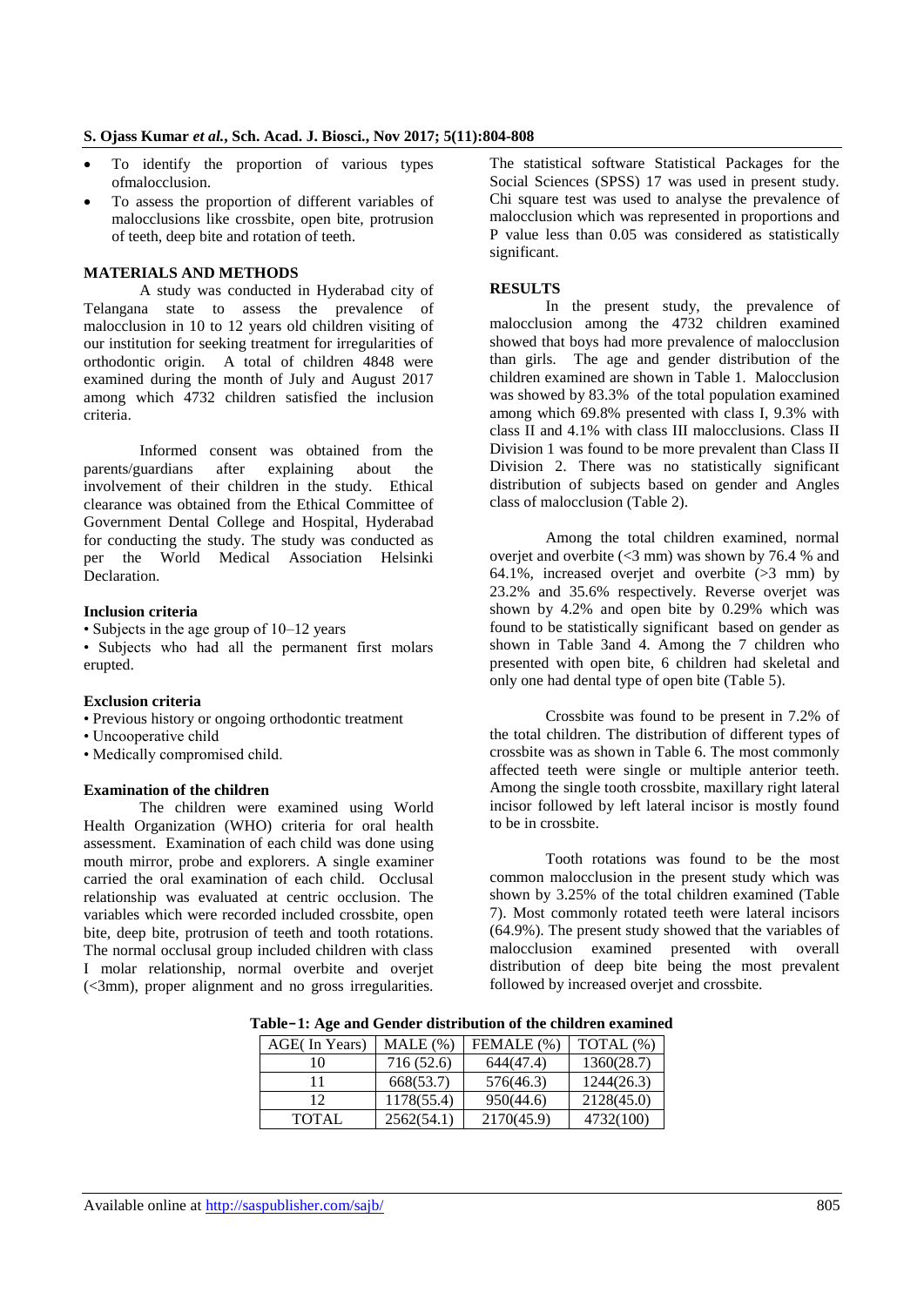- To identify the proportion of various types ofmalocclusion.
- To assess the proportion of different variables of malocclusions like crossbite, open bite, protrusion of teeth, deep bite and rotation of teeth.

## MATERIALS AND METHODS

A study was conducted in Hyderabad city of Telangana state to assess the prevalence of malocclusion in 10 to 12 years old children visiting of our institution for seeking treatment for irregularities of orthodontic origin. A total of children 4848 were examined during the month of July and August 2017 among which 4732 children satisfied the inclusion criteria.

Informed consent was obtained from the parents/guardians after explaining about the involvement of their children in the study. Ethical clearance was obtained from the Ethical Committee of Government Dental College and Hospital, Hyderabad for conducting the study. The study was conducted as per the World Medical Association Helsinki Declaration.

### Inclusion criteria

- Subjects in the age group of 10–12 years
- Subjects who had all the permanent first molars erupted.

### Exclusion criteria

- Previous history or ongoing orthodontic treatment
- Uncooperative child
- Medically compromised child.

### Examination of the children

The children were examined using World Health Organization (WHO) criteria for oral health assessment. Examination of each child was done using mouth mirror, probe and explorers. A single examiner carried the oral examination of each child. Occlusal relationship was evaluated at centric occlusion. The variables which were recorded included crossbite, open bite, deep bite, protrusion of teeth and tooth rotations. The normal occlusal group included children with class I molar relationship, normal overbite and overjet (<3mm), proper alignment and no gross irregularities.

The statistical software Statistical Packages for the Social Sciences (SPSS) 17 was used in present study. Chi square test was used to analyse the prevalence of malocclusion which was represented in proportions and P value less than 0.05 was considered as statistically significant.

## RESULTS

In the present study, the prevalence of malocclusion among the 4732 children examined showed that boys had more prevalence of malocclusion than girls. The age and gender distribution of the children examined are shown in Table 1. Malocclusion was showed by 83.3% of the total population examined among which 69.8% presented with class I, 9.3% with class II and 4.1% with class III malocclusions. Class II Division 1 was found to be more prevalent than Class II Division 2. There was no statistically significant distribution of subjects based on gender and Angles class of malocclusion (Table 2).

Among the total children examined, normal overjet and overbite (<3 mm) was shown by 76.4 % and 64.1%, increased overjet and overbite (>3 mm) by 23.2% and 35.6% respectively. Reverse overjet was shown by 4.2% and open bite by 0.29% which was found to be statistically significant based on gender as shown in Table 3and 4. Among the 7 children who presented with open bite, 6 children had skeletal and only one had dental type of open bite (Table 5).

Crossbite was found to be present in 7.2% of the total children. The distribution of different types of crossbite was as shown in Table 6. The most commonly affected teeth were single or multiple anterior teeth. Among the single tooth crossbite, maxillary right lateral incisor followed by left lateral incisor is mostly found to be in crossbite.

Tooth rotations was found to be the most common malocclusion in the present study which was shown by 3.25% of the total children examined (Table 7). Most commonly rotated teeth were lateral incisors (64.9%). The present study showed that the variables of malocclusion examined presented with overall distribution of deep bite being the most prevalent followed by increased overjet and crossbite.

**Table-1: Age and Gender distribution of the children examined**

| AGE( In Years) | MALE (%) | FEMALE (%) | TOTAL (%) |
|---|---|---|---|
| 10 | 716 (52.6) | 644(47.4) | 1360(28.7) |
| 11 | 668(53.7) | 576(46.3) | 1244(26.3) |
| 12 | 1178(55.4) | 950(44.6) | 2128(45.0) |
| TOTAL | 2562(54.1) | 2170(45.9) | 4732(100) |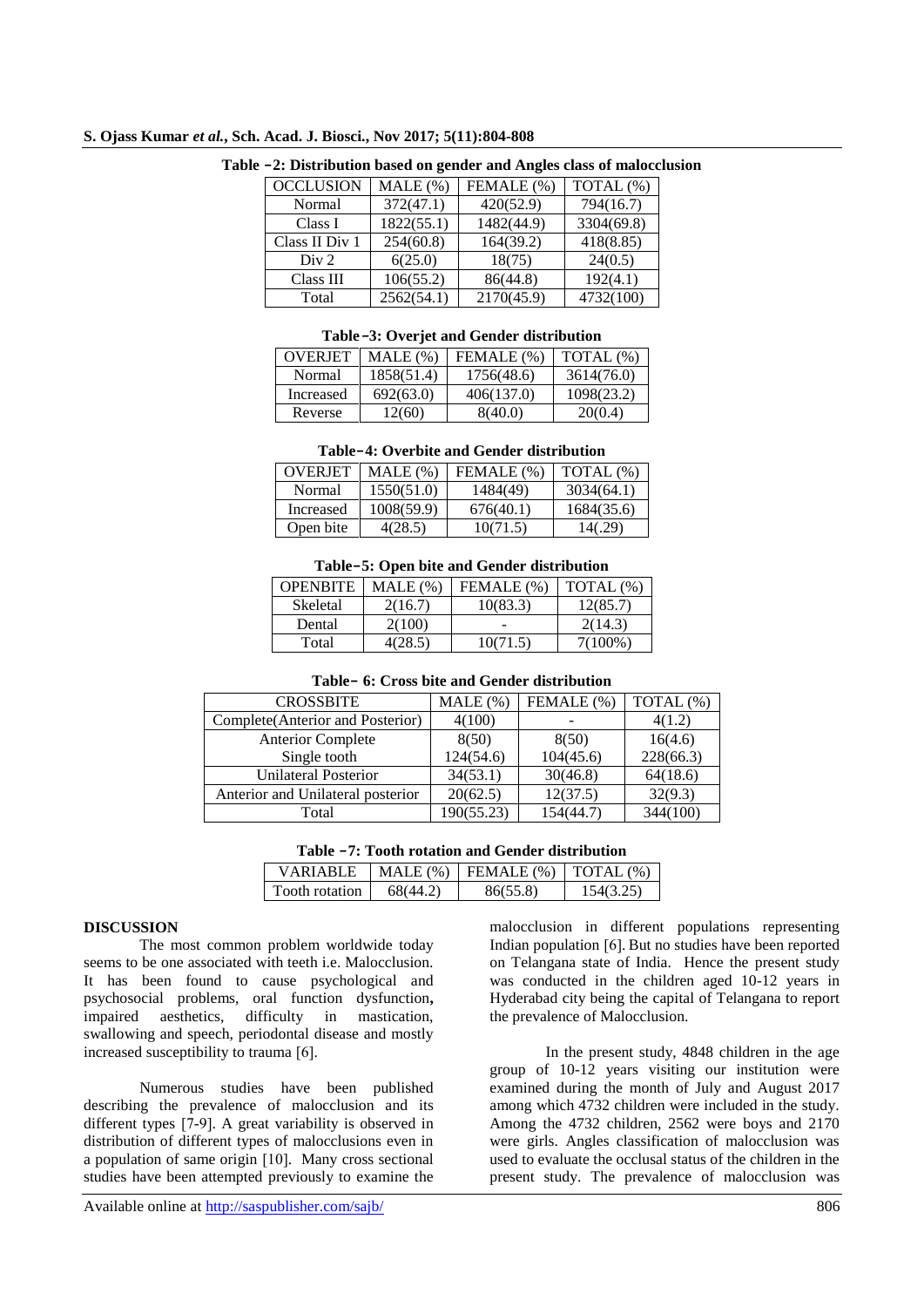**Table –2: Distribution based on gender and Angles class of malocclusion**

| OCCLUSION | MALE (%) | FEMALE (%) | TOTAL (%) |
|---|---|---|---|
| Normal | 372(47.1) | 420(52.9) | 794(16.7) |
| Class I | 1822(55.1) | 1482(44.9) | 3304(69.8) |
| Class II Div 1 | 254(60.8) | 164(39.2) | 418(8.85) |
| Div 2 | 6(25.0) | 18(75) | 24(0.5) |
| Class III | 106(55.2) | 86(44.8) | 192(4.1) |
| Total | 2562(54.1) | 2170(45.9) | 4732(100) |

**Table –3: Overjet and Gender distribution**

| OVERJET | MALE (%) | FEMALE (%) | TOTAL (%) |
|---|---|---|---|
| Normal | 1858(51.4) | 1756(48.6) | 3614(76.0) |
| Increased | 692(63.0) | 406(137.0) | 1098(23.2) |
| Reverse | 12(60) | 8(40.0) | 20(0.4) |

**Table–4: Overbite and Gender distribution**

| OVERJET | MALE (%) | FEMALE (%) | TOTAL (%) |
|---|---|---|---|
| Normal | 1550(51.0) | 1484(49) | 3034(64.1) |
| Increased | 1008(59.9) | 676(40.1) | 1684(35.6) |
| Open bite | 4(28.5) | 10(71.5) | 14(.29) |

**Table–5: Open bite and Gender distribution**

| OPENBITE | MALE (%) | FEMALE (%) | TOTAL (%) |
|---|---|---|---|
| Skeletal | 2(16.7) | 10(83.3) | 12(85.7) |
| Dental | 2(100) | - | 2(14.3) |
| Total | 4(28.5) | 10(71.5) | 7(100%) |

**Table– 6: Cross bite and Gender distribution**

| CROSSBITE | MALE (%) | FEMALE (%) | TOTAL (%) |
|---|---|---|---|
| Complete(Anterior and Posterior) | 4(100) | - | 4(1.2) |
| Anterior Complete | 8(50) | 8(50) | 16(4.6) |
| Single tooth | 124(54.6) | 104(45.6) | 228(66.3) |
| Unilateral Posterior | 34(53.1) | 30(46.8) | 64(18.6) |
| Anterior and Unilateral posterior | 20(62.5) | 12(37.5) | 32(9.3) |
| Total | 190(55.23) | 154(44.7) | 344(100) |

**Table –7: Tooth rotation and Gender distribution**

| VARIABLE | MALE (%) | FEMALE (%) | TOTAL (%) |
|---|---|---|---|
| Tooth rotation | 68(44.2) | 86(55.8) | 154(3.25) |

## DISCUSSION

The most common problem worldwide today seems to be one associated with teeth i.e. Malocclusion. It has been found to cause psychological and psychosocial problems, oral function dysfunction**,** impaired aesthetics, difficulty in mastication, swallowing and speech, periodontal disease and mostly increased susceptibility to trauma [6].

Numerous studies have been published describing the prevalence of malocclusion and its different types [7-9]. A great variability is observed in distribution of different types of malocclusions even in a population of same origin [10]. Many cross sectional studies have been attempted previously to examine the malocclusion in different populations representing Indian population [6]. But no studies have been reported on Telangana state of India. Hence the present study was conducted in the children aged 10-12 years in Hyderabad city being the capital of Telangana to report the prevalence of Malocclusion.

In the present study, 4848 children in the age group of 10-12 years visiting our institution were examined during the month of July and August 2017 among which 4732 children were included in the study. Among the 4732 children, 2562 were boys and 2170 were girls. Angles classification of malocclusion was used to evaluate the occlusal status of the children in the present study. The prevalence of malocclusion was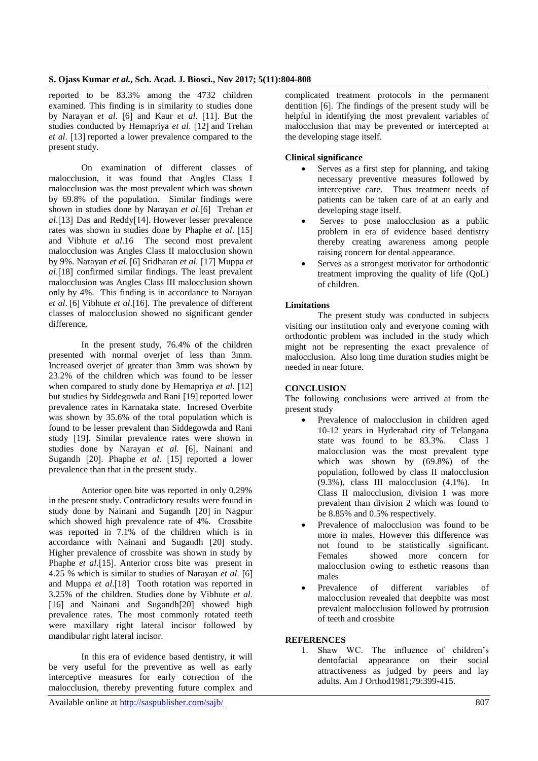reported to be 83.3% among the 4732 children examined. This finding is in similarity to studies done by Narayan *et al*. [6] and Kaur *et al*. [11]. But the studies conducted by Hemapriya *et al*. [12] and Trehan *et al*. [13] reported a lower prevalence compared to the present study.

On examination of different classes of malocclusion, it was found that Angles Class I malocclusion was the most prevalent which was shown by 69.8% of the population. Similar findings were shown in studies done by Narayan *et al*.[6] Trehan *et al*.[13] Das and Reddy[14]. However lesser prevalence rates was shown in studies done by Phaphe *et al*. [15] and Vibhute *et al*.16 The second most prevalent malocclusion was Angles Class II malocclusion shown by 9%. Narayan *et al*. [6] Sridharan *et al*. [17] Muppa *et al*.[18] confirmed similar findings. The least prevalent malocclusion was Angles Class III malocclusion shown only by 4%. This finding is in accordance to Narayan *et al*. [6] Vibhute *et al*.[16]. The prevalence of different classes of malocclusion showed no significant gender difference.

In the present study, 76.4% of the children presented with normal overjet of less than 3mm. Increased overjet of greater than 3mm was shown by 23.2% of the children which was found to be lesser when compared to study done by Hemapriya *et al*. [12] but studies by Siddegowda and Rani [19] reported lower prevalence rates in Karnataka state. Incresed Overbite was shown by 35.6% of the total population which is found to be lesser prevalent than Siddegowda and Rani study [19]. Similar prevalence rates were shown in studies done by Narayan *et al.* [6], Nainani and Sugandh [20]. Phaphe *et al*. [15] reported a lower prevalence than that in the present study.

Anterior open bite was reported in only 0.29% in the present study. Contradictory results were found in study done by Nainani and Sugandh [20] in Nagpur which showed high prevalence rate of 4%. Crossbite was reported in 7.1% of the children which is in accordance with Nainani and Sugandh [20] study. Higher prevalence of crossbite was shown in study by Phaphe *et al*.[15]. Anterior cross bite was present in 4.25 % which is similar to studies of Narayan *et al*. [6] and Muppa *et al*.[18] Tooth rotation was reported in 3.25% of the children. Studies done by Vibhute *et al*. [16] and Nainani and Sugandh[20] showed high prevalence rates. The most commonly rotated teeth were maxillary right lateral incisor followed by mandibular right lateral incisor.

In this era of evidence based dentistry, it will be very useful for the preventive as well as early interceptive measures for early correction of the malocclusion, thereby preventing future complex and complicated treatment protocols in the permanent dentition [6]. The findings of the present study will be helpful in identifying the most prevalent variables of malocclusion that may be prevented or intercepted at the developing stage itself.

### Clinical significance

- Serves as a first step for planning, and taking necessary preventive measures followed by interceptive care. Thus treatment needs of patients can be taken care of at an early and developing stage itself.
- Serves to pose malocclusion as a public problem in era of evidence based dentistry thereby creating awareness among people raising concern for dental appearance.
- Serves as a strongest motivator for orthodontic treatment improving the quality of life (QoL) of children.

### Limitations

The present study was conducted in subjects visiting our institution only and everyone coming with orthodontic problem was included in the study which might not be representing the exact prevalence of malocclusion. Also long time duration studies might be needed in near future.

## CONCLUSION

The following conclusions were arrived at from the present study

- Prevalence of malocclusion in children aged 10-12 years in Hyderabad city of Telangana state was found to be 83.3%. Class I malocclusion was the most prevalent type which was shown by (69.8%) of the population, followed by class II malocclusion (9.3%), class III malocclusion (4.1%). In Class II malocclusion, division 1 was more prevalent than division 2 which was found to be 8.85% and 0.5% respectively.
- Prevalence of malocclusion was found to be more in males. However this difference was not found to be statistically significant. Females showed more concern for malocclusion owing to esthetic reasons than males
- Prevalence of different variables of malocclusion revealed that deepbite was most prevalent malocclusion followed by protrusion of teeth and crossbite

## REFERENCES

1. Shaw WC. The influence of children's dentofacial appearance on their social attractiveness as judged by peers and lay adults. Am J Orthod1981;79:399-415.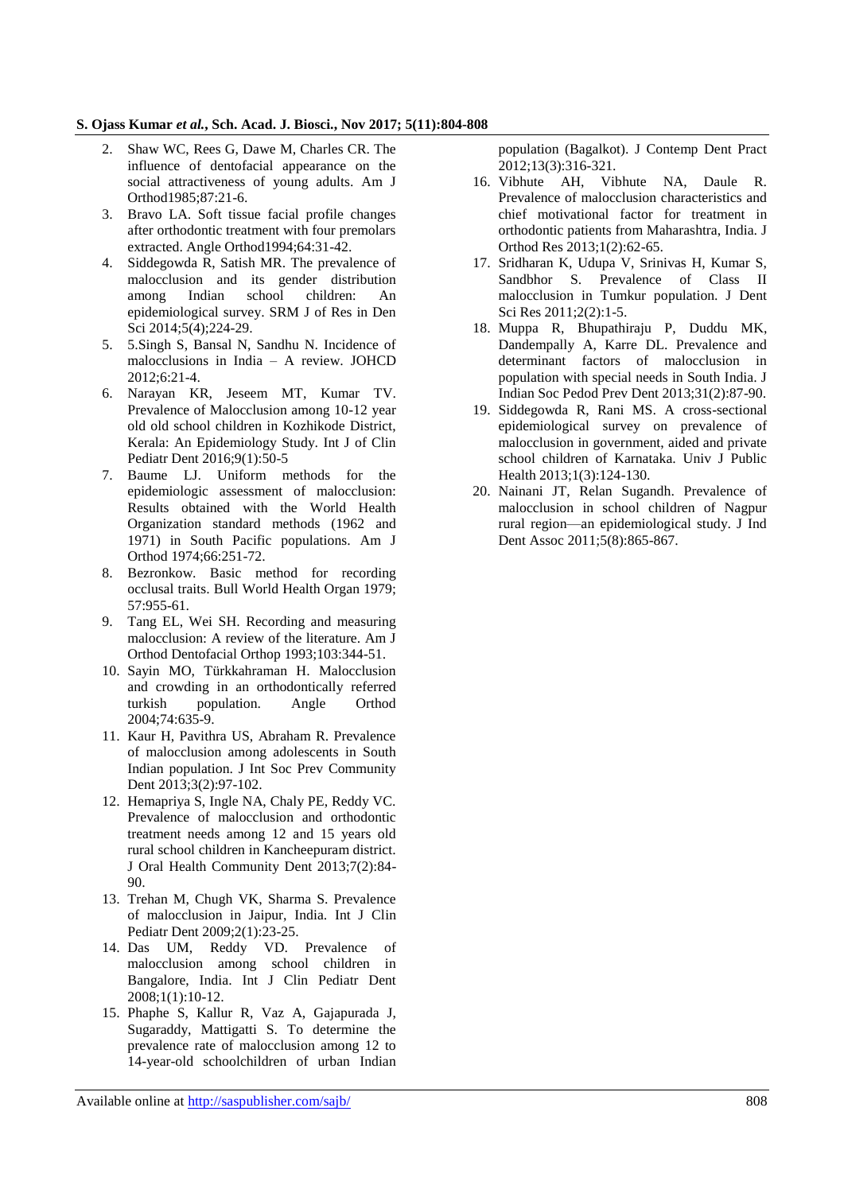2. Shaw WC, Rees G, Dawe M, Charles CR. The influence of dentofacial appearance on the social attractiveness of young adults. Am J Orthod1985;87:21-6.
3. Bravo LA. Soft tissue facial profile changes after orthodontic treatment with four premolars extracted. Angle Orthod1994;64:31-42.
4. Siddegowda R, Satish MR. The prevalence of malocclusion and its gender distribution among Indian school children: An epidemiological survey. SRM J of Res in Den Sci 2014;5(4);224-29.
5. 5.Singh S, Bansal N, Sandhu N. Incidence of malocclusions in India – A review. JOHCD 2012;6:21-4.
6. Narayan KR, Jeseem MT, Kumar TV. Prevalence of Malocclusion among 10-12 year old old school children in Kozhikode District, Kerala: An Epidemiology Study. Int J of Clin Pediatr Dent 2016;9(1):50-5
7. Baume LJ. Uniform methods for the epidemiologic assessment of malocclusion: Results obtained with the World Health Organization standard methods (1962 and 1971) in South Pacific populations. Am J Orthod 1974;66:251-72.
8. Bezronkow. Basic method for recording occlusal traits. Bull World Health Organ 1979; 57:955-61.
9. Tang EL, Wei SH. Recording and measuring malocclusion: A review of the literature. Am J Orthod Dentofacial Orthop 1993;103:344-51.
10. Sayin MO, Türkkahraman H. Malocclusion and crowding in an orthodontically referred turkish population. Angle Orthod 2004;74:635-9.
11. Kaur H, Pavithra US, Abraham R. Prevalence of malocclusion among adolescents in South Indian population. J Int Soc Prev Community Dent 2013;3(2):97-102.
12. Hemapriya S, Ingle NA, Chaly PE, Reddy VC. Prevalence of malocclusion and orthodontic treatment needs among 12 and 15 years old rural school children in Kancheepuram district. J Oral Health Community Dent 2013;7(2):84-90.
13. Trehan M, Chugh VK, Sharma S. Prevalence of malocclusion in Jaipur, India. Int J Clin Pediatr Dent 2009;2(1):23-25.
14. Das UM, Reddy VD. Prevalence of malocclusion among school children in Bangalore, India. Int J Clin Pediatr Dent 2008;1(1):10-12.
15. Phaphe S, Kallur R, Vaz A, Gajapurada J, Sugaraddy, Mattigatti S. To determine the prevalence rate of malocclusion among 12 to 14-year-old schoolchildren of urban Indian population (Bagalkot). J Contemp Dent Pract 2012;13(3):316-321.
16. Vibhute AH, Vibhute NA, Daule R. Prevalence of malocclusion characteristics and chief motivational factor for treatment in orthodontic patients from Maharashtra, India. J Orthod Res 2013;1(2):62-65.
17. Sridharan K, Udupa V, Srinivas H, Kumar S, Sandbhor S. Prevalence of Class II malocclusion in Tumkur population. J Dent Sci Res 2011;2(2):1-5.
18. Muppa R, Bhupathiraju P, Duddu MK, Dandempally A, Karre DL. Prevalence and determinant factors of malocclusion in population with special needs in South India. J Indian Soc Pedod Prev Dent 2013;31(2):87-90.
19. Siddegowda R, Rani MS. A cross-sectional epidemiological survey on prevalence of malocclusion in government, aided and private school children of Karnataka. Univ J Public Health 2013;1(3):124-130.
20. Nainani JT, Relan Sugandh. Prevalence of malocclusion in school children of Nagpur rural region—an epidemiological study. J Ind Dent Assoc 2011;5(8):865-867.